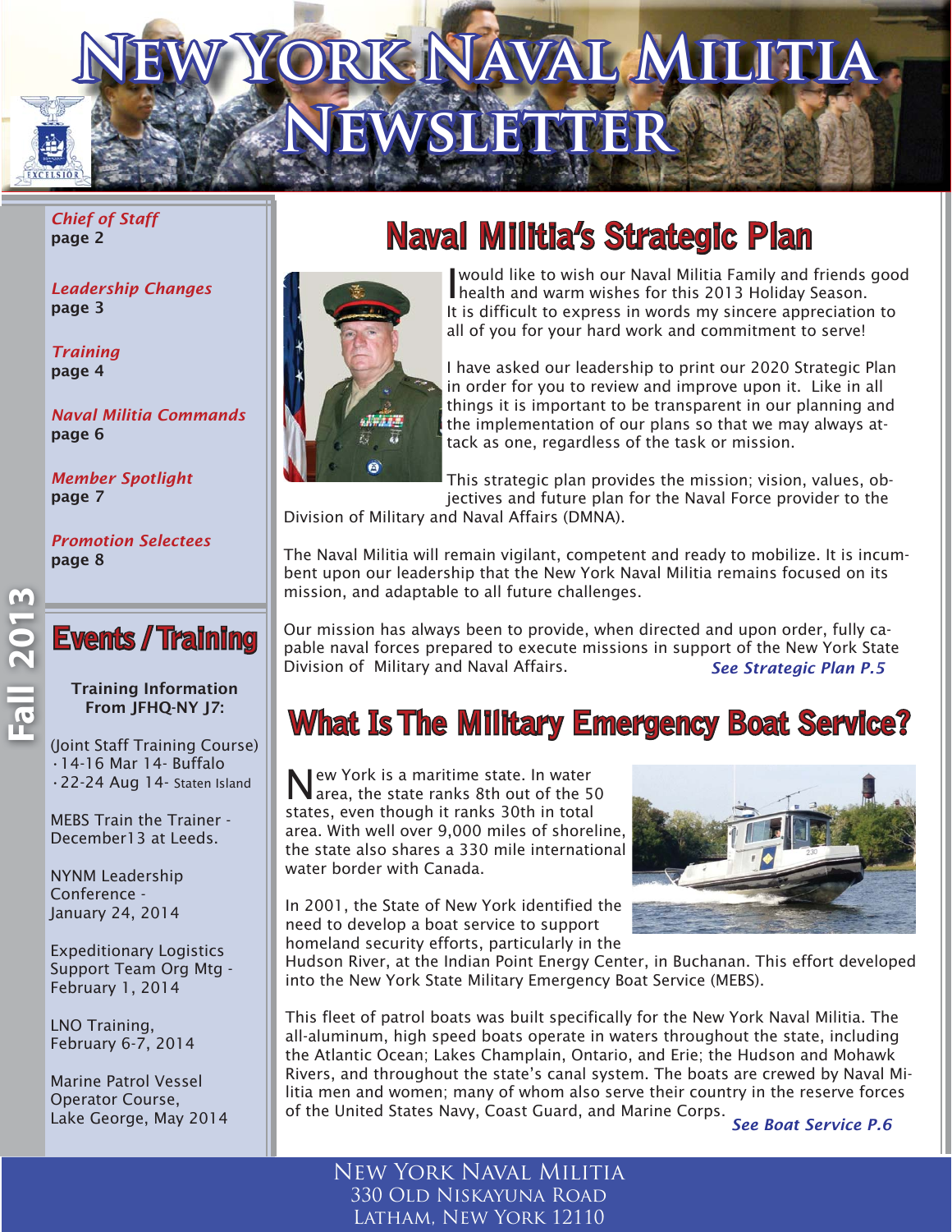# New York Naval Militia Newsletter

Fall 2013

*Chief of Staff*
page 2

*Leadership Changes*
page 3

*Training*
page 4

*Naval Militia Commands*
page 6

*Member Spotlight*
page 7

*Promotion Selectees*
page 8

## Events / Training

**Training Information From JFHQ-NY J7:**

(Joint Staff Training Course)
- 14-16 Mar 14- Buffalo
- 22-24 Aug 14- Staten Island

MEBS Train the Trainer - December13 at Leeds.

NYNM Leadership Conference - January 24, 2014

Expeditionary Logistics Support Team Org Mtg - February 1, 2014

LNO Training, February 6-7, 2014

Marine Patrol Vessel Operator Course, Lake George, May 2014

## Naval Militia's Strategic Plan

I would like to wish our Naval Militia Family and friends good health and warm wishes for this 2013 Holiday Season. It is difficult to express in words my sincere appreciation to all of you for your hard work and commitment to serve!

I have asked our leadership to print our 2020 Strategic Plan in order for you to review and improve upon it. Like in all things it is important to be transparent in our planning and the implementation of our plans so that we may always attack as one, regardless of the task or mission.

This strategic plan provides the mission; vision, values, objectives and future plan for the Naval Force provider to the Division of Military and Naval Affairs (DMNA).

The Naval Militia will remain vigilant, competent and ready to mobilize. It is incumbent upon our leadership that the New York Naval Militia remains focused on its mission, and adaptable to all future challenges.

Our mission has always been to provide, when directed and upon order, fully capable naval forces prepared to execute missions in support of the New York State Division of Military and Naval Affairs. ***See Strategic Plan P.5***

## What Is The Military Emergency Boat Service?

New York is a maritime state. In water area, the state ranks 8th out of the 50 states, even though it ranks 30th in total area. With well over 9,000 miles of shoreline, the state also shares a 330 mile international water border with Canada.

In 2001, the State of New York identified the need to develop a boat service to support homeland security efforts, particularly in the Hudson River, at the Indian Point Energy Center, in Buchanan. This effort developed into the New York State Military Emergency Boat Service (MEBS).

This fleet of patrol boats was built specifically for the New York Naval Militia. The all-aluminum, high speed boats operate in waters throughout the state, including the Atlantic Ocean; Lakes Champlain, Ontario, and Erie; the Hudson and Mohawk Rivers, and throughout the state's canal system. The boats are crewed by Naval Militia men and women; many of whom also serve their country in the reserve forces of the United States Navy, Coast Guard, and Marine Corps. ***See Boat Service P.6***

New York Naval Militia
330 Old Niskayuna Road
Latham, New York 12110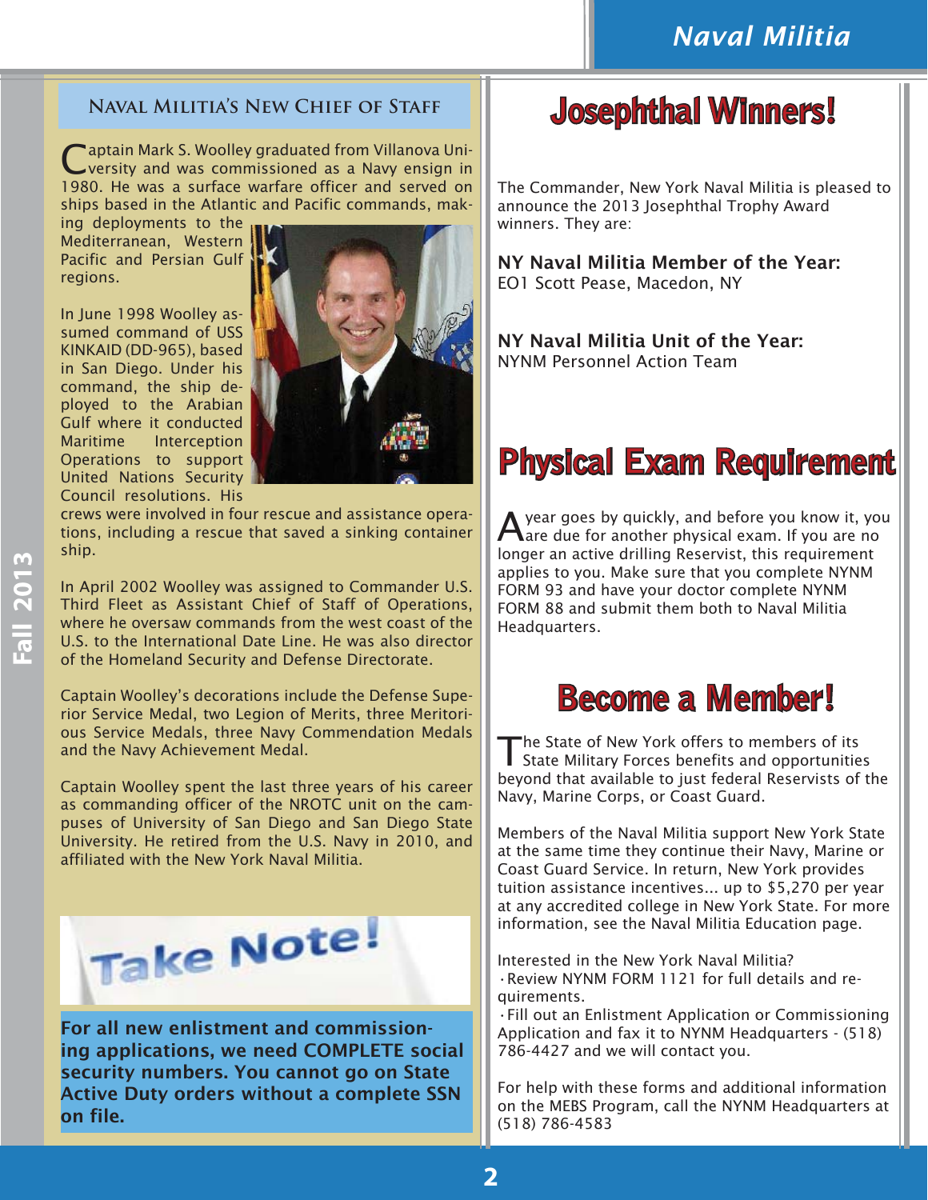## Naval Militia's New Chief of Staff

Captain Mark S. Woolley graduated from Villanova University and was commissioned as a Navy ensign in 1980. He was a surface warfare officer and served on ships based in the Atlantic and Pacific commands, making deployments to the Mediterranean, Western Pacific and Persian Gulf regions.

In June 1998 Woolley assumed command of USS KINKAID (DD-965), based in San Diego. Under his command, the ship deployed to the Arabian Gulf where it conducted Maritime Interception Operations to support United Nations Security Council resolutions. His crews were involved in four rescue and assistance operations, including a rescue that saved a sinking container ship.

In April 2002 Woolley was assigned to Commander U.S. Third Fleet as Assistant Chief of Staff of Operations, where he oversaw commands from the west coast of the U.S. to the International Date Line. He was also director of the Homeland Security and Defense Directorate.

Captain Woolley's decorations include the Defense Superior Service Medal, two Legion of Merits, three Meritorious Service Medals, three Navy Commendation Medals and the Navy Achievement Medal.

Captain Woolley spent the last three years of his career as commanding officer of the NROTC unit on the campuses of University of San Diego and San Diego State University. He retired from the U.S. Navy in 2010, and affiliated with the New York Naval Militia.

## Take Note!

**For all new enlistment and commissioning applications, we need COMPLETE social security numbers. You cannot go on State Active Duty orders without a complete SSN on file.**

## Josephthal Winners!

The Commander, New York Naval Militia is pleased to announce the 2013 Josephthal Trophy Award winners. They are:

**NY Naval Militia Member of the Year:**
EO1 Scott Pease, Macedon, NY

**NY Naval Militia Unit of the Year:**
NYNM Personnel Action Team

## Physical Exam Requirement

A year goes by quickly, and before you know it, you are due for another physical exam. If you are no longer an active drilling Reservist, this requirement applies to you. Make sure that you complete NYNM FORM 93 and have your doctor complete NYNM FORM 88 and submit them both to Naval Militia Headquarters.

## Become a Member!

The State of New York offers to members of its State Military Forces benefits and opportunities beyond that available to just federal Reservists of the Navy, Marine Corps, or Coast Guard.

Members of the Naval Militia support New York State at the same time they continue their Navy, Marine or Coast Guard Service. In return, New York provides tuition assistance incentives... up to $5,270 per year at any accredited college in New York State. For more information, see the Naval Militia Education page.

Interested in the New York Naval Militia?

- Review NYNM FORM 1121 for full details and requirements.
- Fill out an Enlistment Application or Commissioning Application and fax it to NYNM Headquarters - (518) 786-4427 and we will contact you.

For help with these forms and additional information on the MEBS Program, call the NYNM Headquarters at (518) 786-4583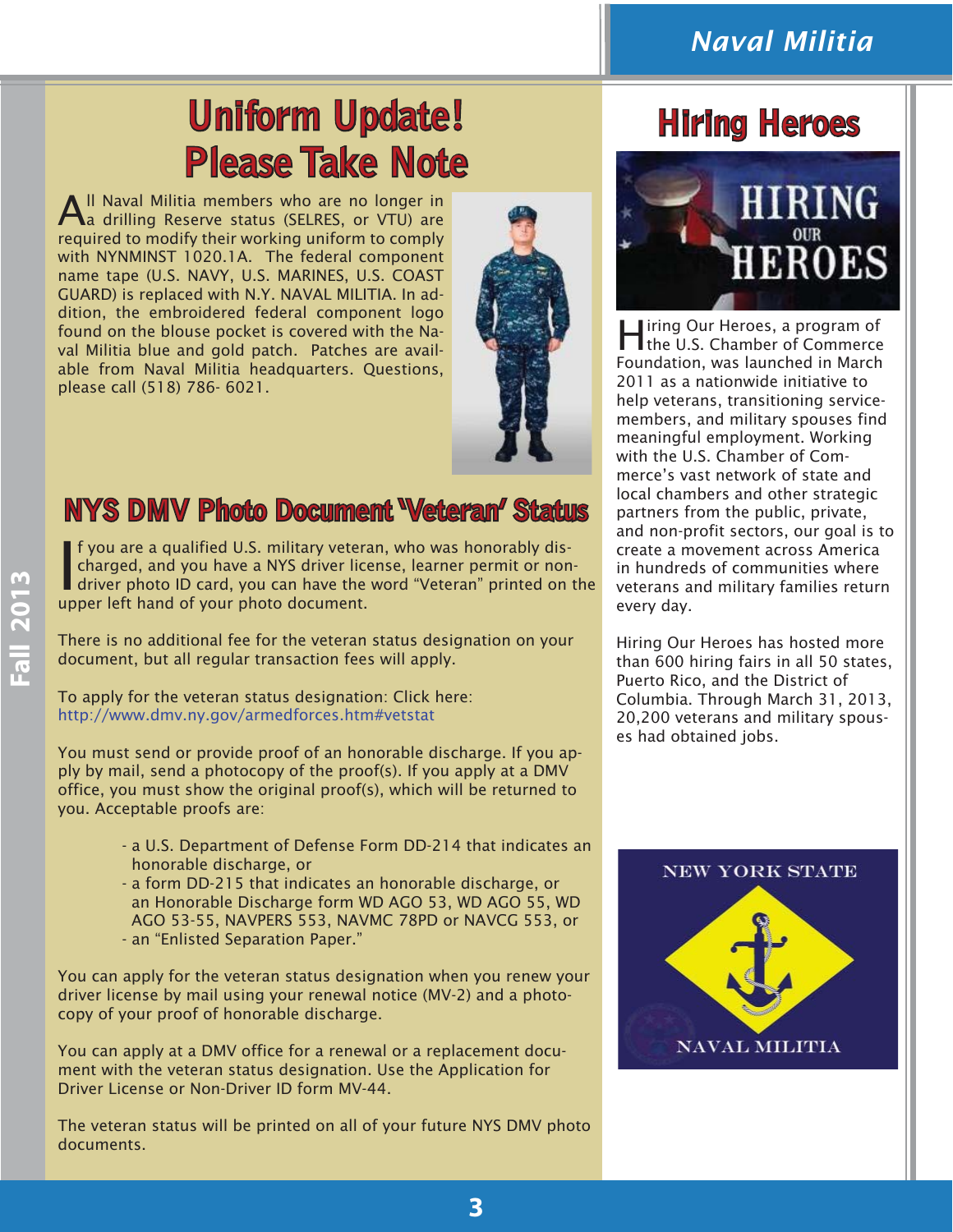# Uniform Update! Please Take Note

All Naval Militia members who are no longer in a drilling Reserve status (SELRES, or VTU) are required to modify their working uniform to comply with NYNMINST 1020.1A. The federal component name tape (U.S. NAVY, U.S. MARINES, U.S. COAST GUARD) is replaced with N.Y. NAVAL MILITIA. In addition, the embroidered federal component logo found on the blouse pocket is covered with the Naval Militia blue and gold patch. Patches are available from Naval Militia headquarters. Questions, please call (518) 786- 6021.

## NYS DMV Photo Document 'Veteran' Status

If you are a qualified U.S. military veteran, who was honorably discharged, and you have a NYS driver license, learner permit or non-driver photo ID card, you can have the word "Veteran" printed on the upper left hand of your photo document.

There is no additional fee for the veteran status designation on your document, but all regular transaction fees will apply.

To apply for the veteran status designation: Click here: http://www.dmv.ny.gov/armedforces.htm#vetstat

You must send or provide proof of an honorable discharge. If you apply by mail, send a photocopy of the proof(s). If you apply at a DMV office, you must show the original proof(s), which will be returned to you. Acceptable proofs are:

- a U.S. Department of Defense Form DD-214 that indicates an honorable discharge, or
- a form DD-215 that indicates an honorable discharge, or an Honorable Discharge form WD AGO 53, WD AGO 55, WD AGO 53-55, NAVPERS 553, NAVMC 78PD or NAVCG 553, or
- an "Enlisted Separation Paper."

You can apply for the veteran status designation when you renew your driver license by mail using your renewal notice (MV-2) and a photocopy of your proof of honorable discharge.

You can apply at a DMV office for a renewal or a replacement document with the veteran status designation. Use the Application for Driver License or Non-Driver ID form MV-44.

The veteran status will be printed on all of your future NYS DMV photo documents.

# Hiring Heroes

Hiring Our Heroes, a program of the U.S. Chamber of Commerce Foundation, was launched in March 2011 as a nationwide initiative to help veterans, transitioning servicemembers, and military spouses find meaningful employment. Working with the U.S. Chamber of Commerce's vast network of state and local chambers and other strategic partners from the public, private, and non-profit sectors, our goal is to create a movement across America in hundreds of communities where veterans and military families return every day.

Hiring Our Heroes has hosted more than 600 hiring fairs in all 50 states, Puerto Rico, and the District of Columbia. Through March 31, 2013, 20,200 veterans and military spouses had obtained jobs.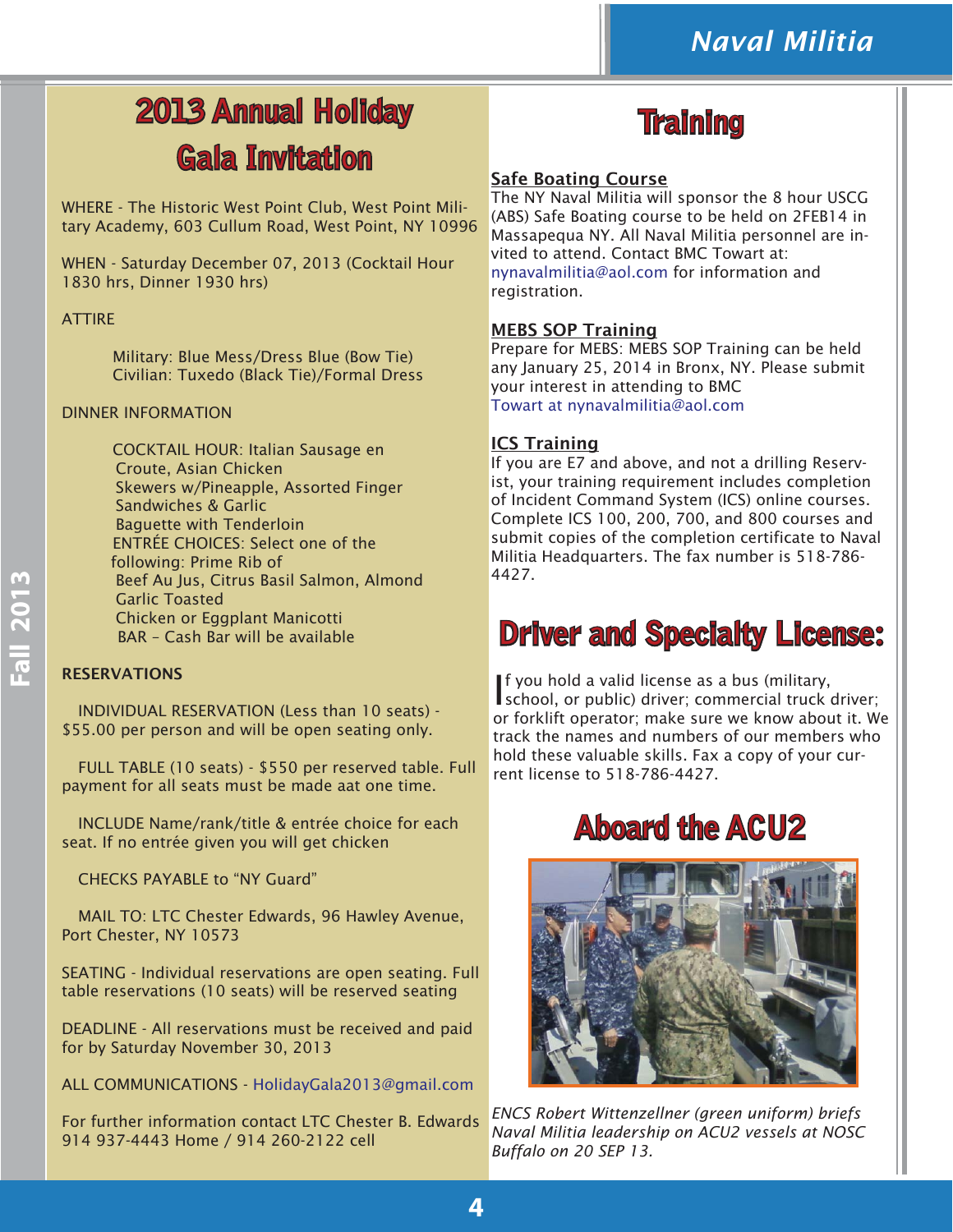# 2013 Annual Holiday Gala Invitation

WHERE - The Historic West Point Club, West Point Military Academy, 603 Cullum Road, West Point, NY 10996

WHEN - Saturday December 07, 2013 (Cocktail Hour 1830 hrs, Dinner 1930 hrs)

ATTIRE

Military: Blue Mess/Dress Blue (Bow Tie)
Civilian: Tuxedo (Black Tie)/Formal Dress

DINNER INFORMATION

COCKTAIL HOUR: Italian Sausage en Croute, Asian Chicken Skewers w/Pineapple, Assorted Finger Sandwiches & Garlic Baguette with Tenderloin
ENTRÉE CHOICES: Select one of the following: Prime Rib of Beef Au Jus, Citrus Basil Salmon, Almond Garlic Toasted Chicken or Eggplant Manicotti
BAR – Cash Bar will be available

**RESERVATIONS**

INDIVIDUAL RESERVATION (Less than 10 seats) - $55.00 per person and will be open seating only.

FULL TABLE (10 seats) - $550 per reserved table. Full payment for all seats must be made aat one time.

INCLUDE Name/rank/title & entrée choice for each seat. If no entrée given you will get chicken

CHECKS PAYABLE to "NY Guard"

MAIL TO: LTC Chester Edwards, 96 Hawley Avenue, Port Chester, NY 10573

SEATING - Individual reservations are open seating. Full table reservations (10 seats) will be reserved seating

DEADLINE - All reservations must be received and paid for by Saturday November 30, 2013

ALL COMMUNICATIONS - HolidayGala2013@gmail.com

For further information contact LTC Chester B. Edwards 914 937-4443 Home / 914 260-2122 cell

# Training

## Safe Boating Course

The NY Naval Militia will sponsor the 8 hour USCG (ABS) Safe Boating course to be held on 2FEB14 in Massapequa NY. All Naval Militia personnel are invited to attend. Contact BMC Towart at: nynavalmilitia@aol.com for information and registration.

## MEBS SOP Training

Prepare for MEBS: MEBS SOP Training can be held any January 25, 2014 in Bronx, NY. Please submit your interest in attending to BMC Towart at nynavalmilitia@aol.com

## ICS Training

If you are E7 and above, and not a drilling Reservist, your training requirement includes completion of Incident Command System (ICS) online courses. Complete ICS 100, 200, 700, and 800 courses and submit copies of the completion certificate to Naval Militia Headquarters. The fax number is 518-786-4427.

# Driver and Specialty License:

If you hold a valid license as a bus (military, school, or public) driver; commercial truck driver; or forklift operator; make sure we know about it. We track the names and numbers of our members who hold these valuable skills. Fax a copy of your current license to 518-786-4427.

# Aboard the ACU2

*ENCS Robert Wittenzellner (green uniform) briefs Naval Militia leadership on ACU2 vessels at NOSC Buffalo on 20 SEP 13.*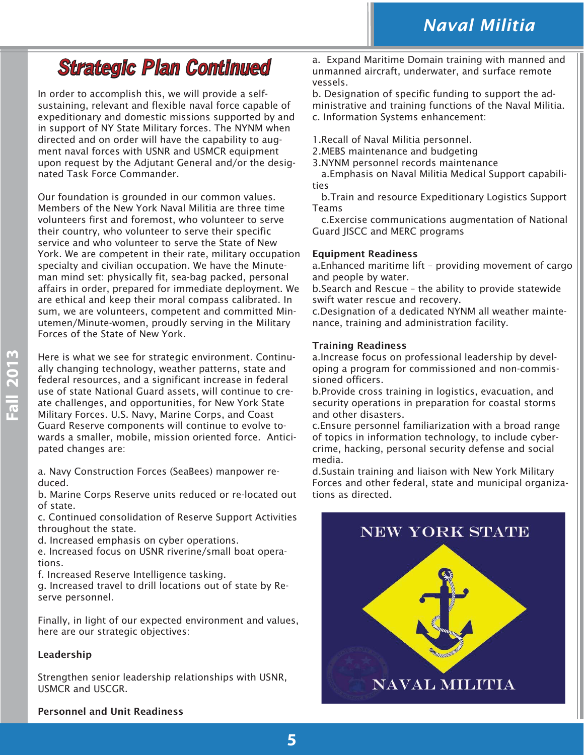# Strategic Plan Continued

In order to accomplish this, we will provide a self-sustaining, relevant and flexible naval force capable of expeditionary and domestic missions supported by and in support of NY State Military forces. The NYNM when directed and on order will have the capability to augment naval forces with USNR and USMCR equipment upon request by the Adjutant General and/or the designated Task Force Commander.

Our foundation is grounded in our common values. Members of the New York Naval Militia are three time volunteers first and foremost, who volunteer to serve their country, who volunteer to serve their specific service and who volunteer to serve the State of New York. We are competent in their rate, military occupation specialty and civilian occupation. We have the Minuteman mind set: physically fit, sea-bag packed, personal affairs in order, prepared for immediate deployment. We are ethical and keep their moral compass calibrated. In sum, we are volunteers, competent and committed Minutemen/Minute-women, proudly serving in the Military Forces of the State of New York.

Here is what we see for strategic environment. Continually changing technology, weather patterns, state and federal resources, and a significant increase in federal use of state National Guard assets, will continue to create challenges, and opportunities, for New York State Military Forces. U.S. Navy, Marine Corps, and Coast Guard Reserve components will continue to evolve towards a smaller, mobile, mission oriented force. Anticipated changes are:

a. Navy Construction Forces (SeaBees) manpower reduced.
b. Marine Corps Reserve units reduced or re-located out of state.
c. Continued consolidation of Reserve Support Activities throughout the state.
d. Increased emphasis on cyber operations.
e. Increased focus on USNR riverine/small boat operations.
f. Increased Reserve Intelligence tasking.
g. Increased travel to drill locations out of state by Reserve personnel.

Finally, in light of our expected environment and values, here are our strategic objectives:

**Leadership**

Strengthen senior leadership relationships with USNR, USMCR and USCGR.

**Personnel and Unit Readiness**

a. Expand Maritime Domain training with manned and unmanned aircraft, underwater, and surface remote vessels.
b. Designation of specific funding to support the administrative and training functions of the Naval Militia.
c. Information Systems enhancement:

1. Recall of Naval Militia personnel.
2. MEBS maintenance and budgeting
3. NYNM personnel records maintenance
   a. Emphasis on Naval Militia Medical Support capabilities
   b. Train and resource Expeditionary Logistics Support Teams
   c. Exercise communications augmentation of National Guard JISCC and MERC programs

**Equipment Readiness**

a. Enhanced maritime lift – providing movement of cargo and people by water.
b. Search and Rescue – the ability to provide statewide swift water rescue and recovery.
c. Designation of a dedicated NYNM all weather maintenance, training and administration facility.

**Training Readiness**

a. Increase focus on professional leadership by developing a program for commissioned and non-commissioned officers.
b. Provide cross training in logistics, evacuation, and security operations in preparation for coastal storms and other disasters.
c. Ensure personnel familiarization with a broad range of topics in information technology, to include cyber-crime, hacking, personal security defense and social media.
d. Sustain training and liaison with New York Military Forces and other federal, state and municipal organizations as directed.

NEW YORK STATE NAVAL MILITIA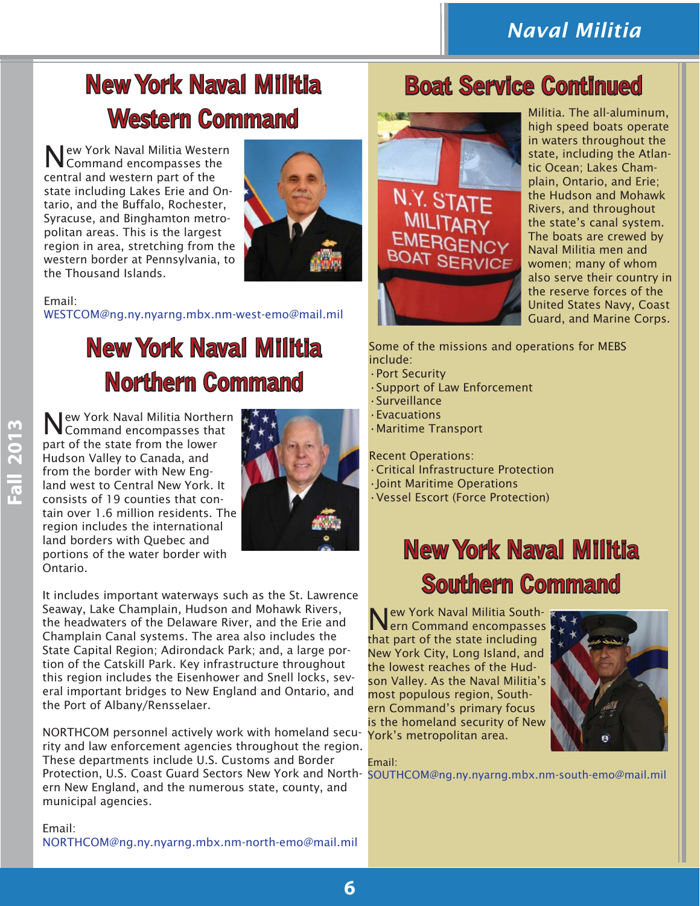# New York Naval Militia Western Command

New York Naval Militia Western Command encompasses the central and western part of the state including Lakes Erie and Ontario, and the Buffalo, Rochester, Syracuse, and Binghamton metropolitan areas. This is the largest region in area, stretching from the western border at Pennsylvania, to the Thousand Islands.

Email:
WESTCOM@ng.ny.nyarng.mbx.nm-west-emo@mail.mil

# New York Naval Militia Northern Command

New York Naval Militia Northern Command encompasses that part of the state from the lower Hudson Valley to Canada, and from the border with New England west to Central New York. It consists of 19 counties that contain over 1.6 million residents. The region includes the international land borders with Quebec and portions of the water border with Ontario.

It includes important waterways such as the St. Lawrence Seaway, Lake Champlain, Hudson and Mohawk Rivers, the headwaters of the Delaware River, and the Erie and Champlain Canal systems. The area also includes the State Capital Region; Adirondack Park; and, a large portion of the Catskill Park. Key infrastructure throughout this region includes the Eisenhower and Snell locks, several important bridges to New England and Ontario, and the Port of Albany/Rensselaer.

NORTHCOM personnel actively work with homeland security and law enforcement agencies throughout the region. These departments include U.S. Customs and Border Protection, U.S. Coast Guard Sectors New York and Northern New England, and the numerous state, county, and municipal agencies.

Email:
NORTHCOM@ng.ny.nyarng.mbx.nm-north-emo@mail.mil

# Boat Service Continued

Militia. The all-aluminum, high speed boats operate in waters throughout the state, including the Atlantic Ocean; Lakes Champlain, Ontario, and Erie; the Hudson and Mohawk Rivers, and throughout the state's canal system. The boats are crewed by Naval Militia men and women; many of whom also serve their country in the reserve forces of the United States Navy, Coast Guard, and Marine Corps.

Some of the missions and operations for MEBS include:

- Port Security
- Support of Law Enforcement
- Surveillance
- Evacuations
- Maritime Transport

Recent Operations:

- Critical Infrastructure Protection
- Joint Maritime Operations
- Vessel Escort (Force Protection)

# New York Naval Militia Southern Command

New York Naval Militia Southern Command encompasses that part of the state including New York City, Long Island, and the lowest reaches of the Hudson Valley. As the Naval Militia's most populous region, Southern Command's primary focus is the homeland security of New York's metropolitan area.

Email:
SOUTHCOM@ng.ny.nyarng.mbx.nm-south-emo@mail.mil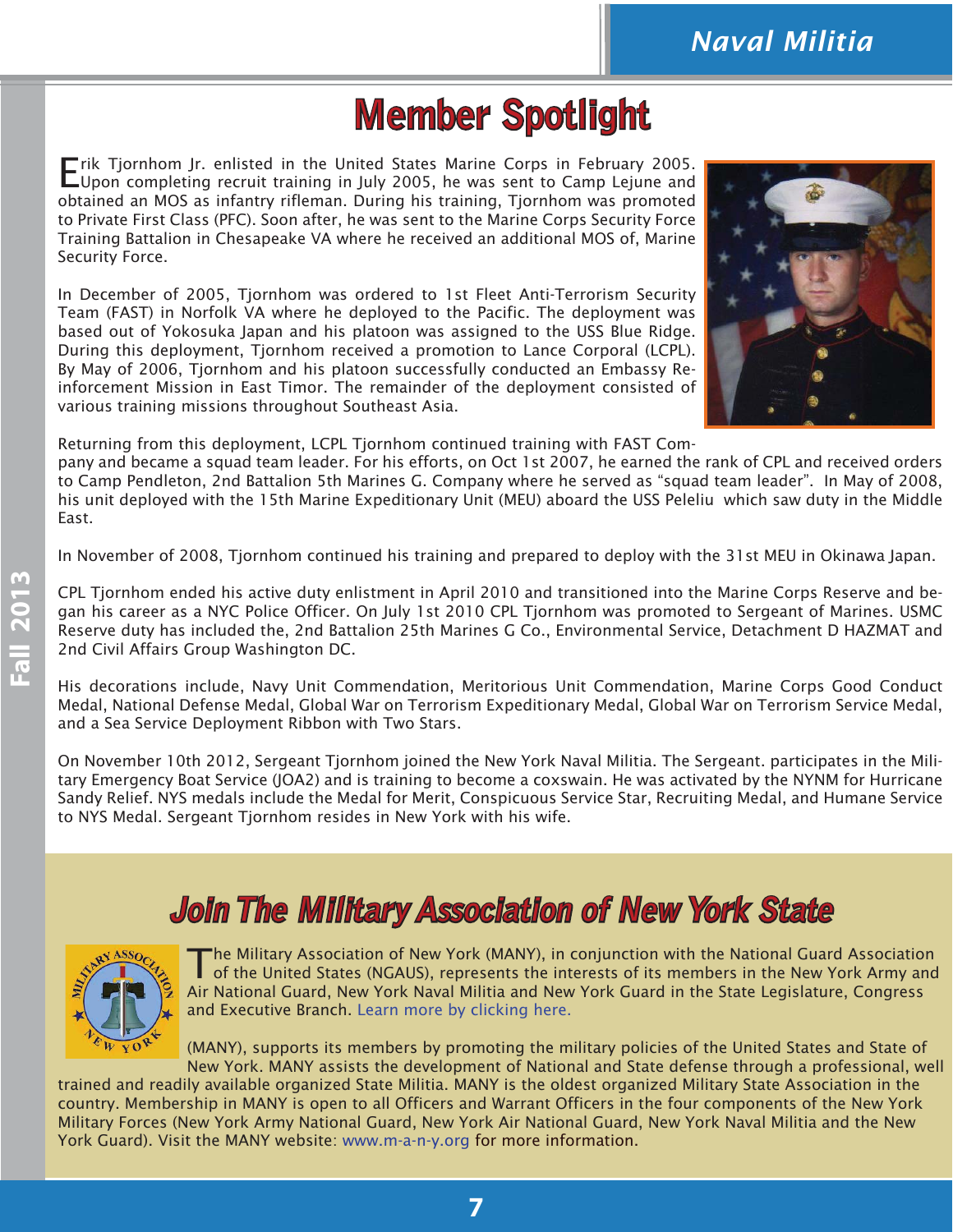# Member Spotlight

Erik Tjornhom Jr. enlisted in the United States Marine Corps in February 2005. Upon completing recruit training in July 2005, he was sent to Camp Lejune and obtained an MOS as infantry rifleman. During his training, Tjornhom was promoted to Private First Class (PFC). Soon after, he was sent to the Marine Corps Security Force Training Battalion in Chesapeake VA where he received an additional MOS of, Marine Security Force.

In December of 2005, Tjornhom was ordered to 1st Fleet Anti-Terrorism Security Team (FAST) in Norfolk VA where he deployed to the Pacific. The deployment was based out of Yokosuka Japan and his platoon was assigned to the USS Blue Ridge. During this deployment, Tjornhom received a promotion to Lance Corporal (LCPL). By May of 2006, Tjornhom and his platoon successfully conducted an Embassy Reinforcement Mission in East Timor. The remainder of the deployment consisted of various training missions throughout Southeast Asia.

Returning from this deployment, LCPL Tjornhom continued training with FAST Company and became a squad team leader. For his efforts, on Oct 1st 2007, he earned the rank of CPL and received orders to Camp Pendleton, 2nd Battalion 5th Marines G. Company where he served as "squad team leader". In May of 2008, his unit deployed with the 15th Marine Expeditionary Unit (MEU) aboard the USS Peleliu which saw duty in the Middle East.

In November of 2008, Tjornhom continued his training and prepared to deploy with the 31st MEU in Okinawa Japan.

CPL Tjornhom ended his active duty enlistment in April 2010 and transitioned into the Marine Corps Reserve and began his career as a NYC Police Officer. On July 1st 2010 CPL Tjornhom was promoted to Sergeant of Marines. USMC Reserve duty has included the, 2nd Battalion 25th Marines G Co., Environmental Service, Detachment D HAZMAT and 2nd Civil Affairs Group Washington DC.

His decorations include, Navy Unit Commendation, Meritorious Unit Commendation, Marine Corps Good Conduct Medal, National Defense Medal, Global War on Terrorism Expeditionary Medal, Global War on Terrorism Service Medal, and a Sea Service Deployment Ribbon with Two Stars.

On November 10th 2012, Sergeant Tjornhom joined the New York Naval Militia. The Sergeant. participates in the Military Emergency Boat Service (JOA2) and is training to become a coxswain. He was activated by the NYNM for Hurricane Sandy Relief. NYS medals include the Medal for Merit, Conspicuous Service Star, Recruiting Medal, and Humane Service to NYS Medal. Sergeant Tjornhom resides in New York with his wife.

## Join The Military Association of New York State

The Military Association of New York (MANY), in conjunction with the National Guard Association of the United States (NGAUS), represents the interests of its members in the New York Army and Air National Guard, New York Naval Militia and New York Guard in the State Legislature, Congress and Executive Branch. Learn more by clicking here.

(MANY), supports its members by promoting the military policies of the United States and State of New York. MANY assists the development of National and State defense through a professional, well trained and readily available organized State Militia. MANY is the oldest organized Military State Association in the country. Membership in MANY is open to all Officers and Warrant Officers in the four components of the New York Military Forces (New York Army National Guard, New York Air National Guard, New York Naval Militia and the New York Guard). Visit the MANY website: www.m-a-n-y.org for more information.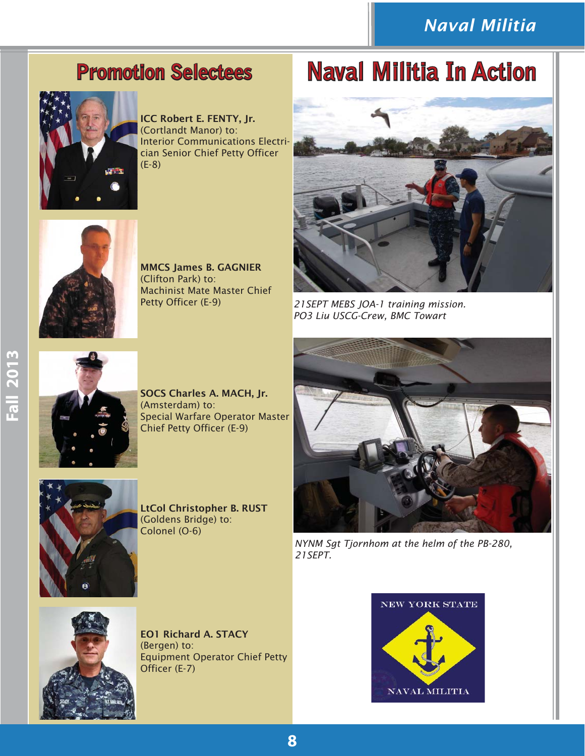## Promotion Selectees

**ICC Robert E. FENTY, Jr.**
(Cortlandt Manor) to:
Interior Communications Electrician Senior Chief Petty Officer (E-8)

**MMCS James B. GAGNIER**
(Clifton Park) to:
Machinist Mate Master Chief Petty Officer (E-9)

**SOCS Charles A. MACH, Jr.**
(Amsterdam) to:
Special Warfare Operator Master Chief Petty Officer (E-9)

**LtCol Christopher B. RUST**
(Goldens Bridge) to:
Colonel (O-6)

**EO1 Richard A. STACY**
(Bergen) to:
Equipment Operator Chief Petty Officer (E-7)

## Naval Militia In Action

*21SEPT MEBS JOA-1 training mission. PO3 Liu USCG-Crew, BMC Towart*

*NYNM Sgt Tjornhom at the helm of the PB-280, 21SEPT.*

NEW YORK STATE
NAVAL MILITIA